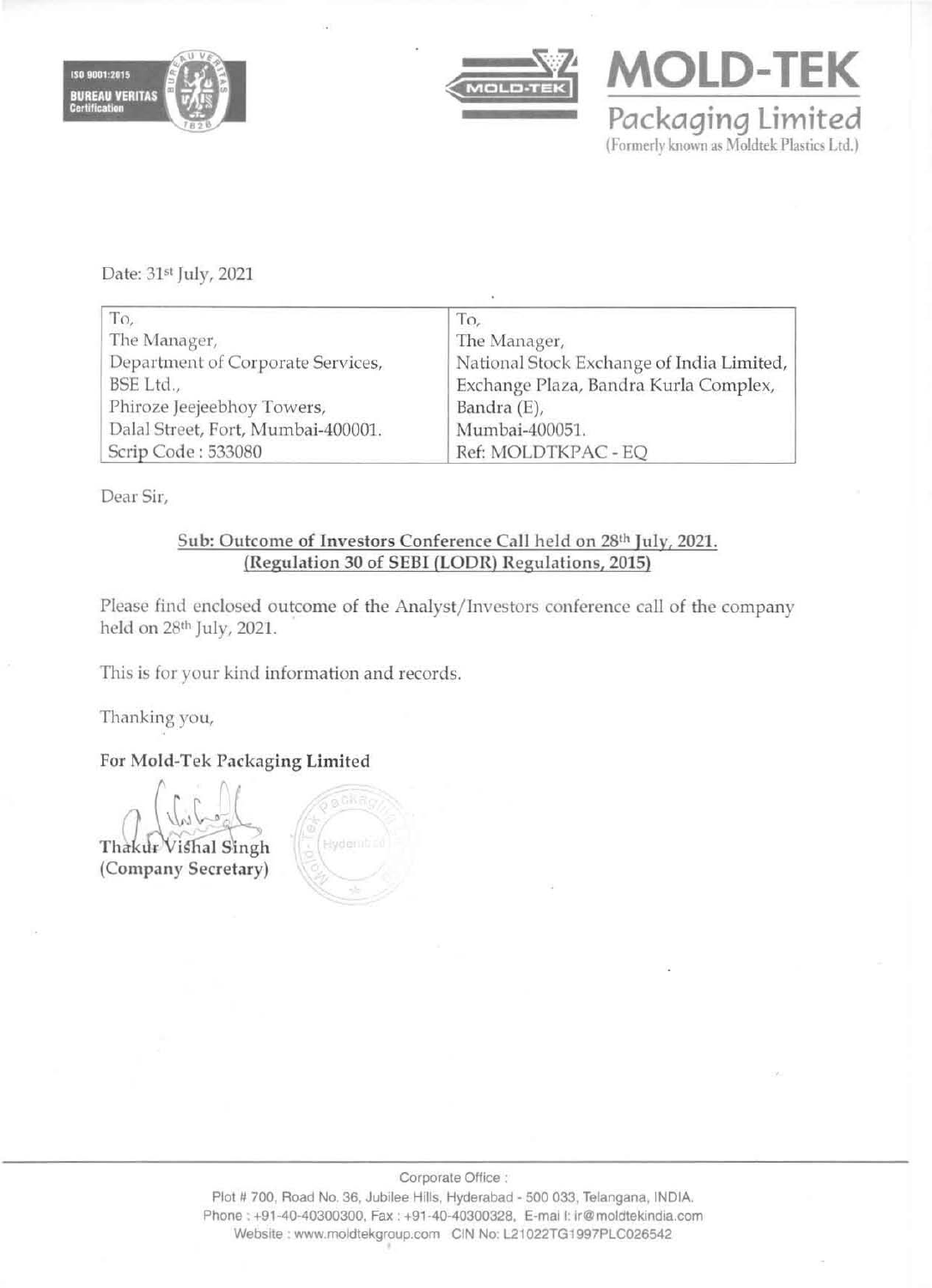ISO 9001:2015
BUREAU VERITAS
Certification

**MOLD-TEK**
Packaging Limited
(Formerly known as Moldtek Plastics Ltd.)

Date: 31st July, 2021

| To, | To, |
|---|---|
| The Manager, | The Manager, |
| Department of Corporate Services, | National Stock Exchange of India Limited, |
| BSE Ltd., | Exchange Plaza, Bandra Kurla Complex, |
| Phiroze Jeejeebhoy Towers, | Bandra (E), |
| Dalal Street, Fort, Mumbai-400001. | Mumbai-400051. |
| Scrip Code : 533080 | Ref: MOLDTKPAC - EQ |

Dear Sir,

**Sub: Outcome of Investors Conference Call held on 28th July, 2021.**
**(Regulation 30 of SEBI (LODR) Regulations, 2015)**

Please find enclosed outcome of the Analyst/Investors conference call of the company held on 28th July, 2021.

This is for your kind information and records.

Thanking you,

**For Mold-Tek Packaging Limited**

Thakur Vishal Singh
**(Company Secretary)**

Corporate Office :
Plot # 700, Road No. 36, Jubilee Hills, Hyderabad - 500 033, Telangana, INDIA.
Phone : +91-40-40300300, Fax : +91-40-40300328, E-mail: ir@moldtekindia.com
Website : www.moldtekgroup.com CIN No: L21022TG1997PLC026542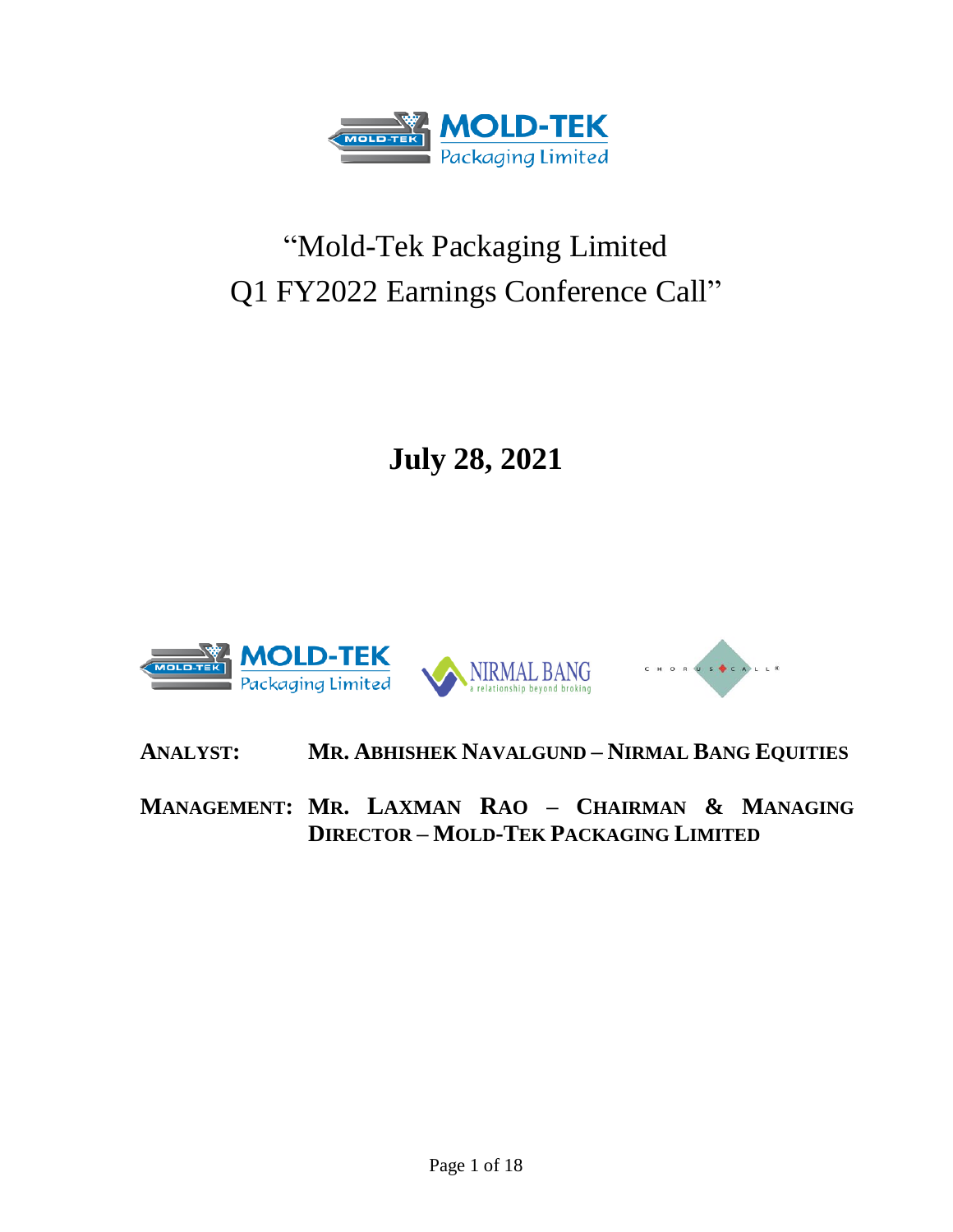# "Mold-Tek Packaging Limited Q1 FY2022 Earnings Conference Call"

## July 28, 2021

**ANALYST:** MR. ABHISHEK NAVALGUND – NIRMAL BANG EQUITIES

**MANAGEMENT:** MR. LAXMAN RAO – CHAIRMAN & MANAGING DIRECTOR – MOLD-TEK PACKAGING LIMITED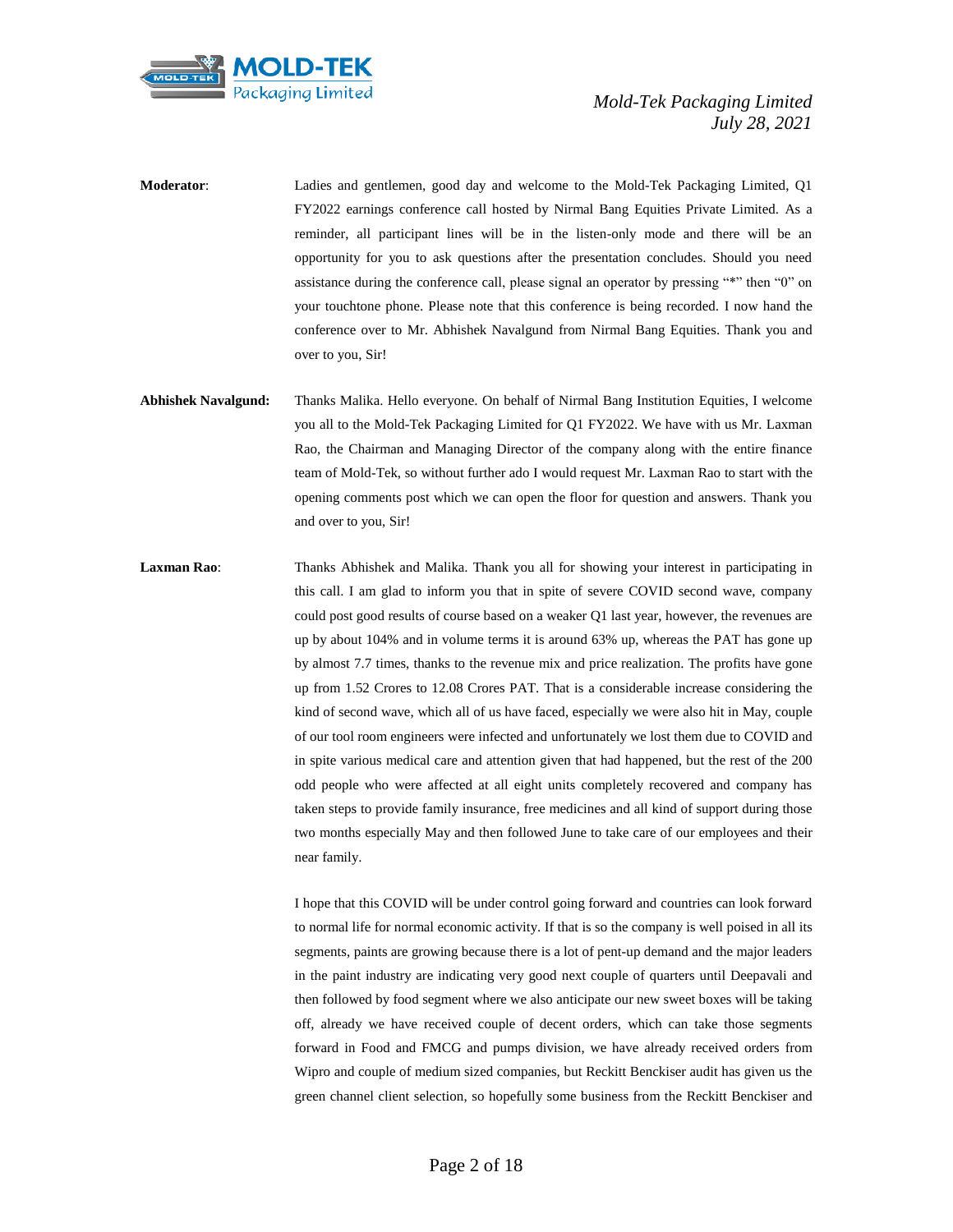**Moderator**: Ladies and gentlemen, good day and welcome to the Mold-Tek Packaging Limited, Q1 FY2022 earnings conference call hosted by Nirmal Bang Equities Private Limited. As a reminder, all participant lines will be in the listen-only mode and there will be an opportunity for you to ask questions after the presentation concludes. Should you need assistance during the conference call, please signal an operator by pressing "*" then "0" on your touchtone phone. Please note that this conference is being recorded. I now hand the conference over to Mr. Abhishek Navalgund from Nirmal Bang Equities. Thank you and over to you, Sir!

**Abhishek Navalgund:** Thanks Malika. Hello everyone. On behalf of Nirmal Bang Institution Equities, I welcome you all to the Mold-Tek Packaging Limited for Q1 FY2022. We have with us Mr. Laxman Rao, the Chairman and Managing Director of the company along with the entire finance team of Mold-Tek, so without further ado I would request Mr. Laxman Rao to start with the opening comments post which we can open the floor for question and answers. Thank you and over to you, Sir!

**Laxman Rao**: Thanks Abhishek and Malika. Thank you all for showing your interest in participating in this call. I am glad to inform you that in spite of severe COVID second wave, company could post good results of course based on a weaker Q1 last year, however, the revenues are up by about 104% and in volume terms it is around 63% up, whereas the PAT has gone up by almost 7.7 times, thanks to the revenue mix and price realization. The profits have gone up from 1.52 Crores to 12.08 Crores PAT. That is a considerable increase considering the kind of second wave, which all of us have faced, especially we were also hit in May, couple of our tool room engineers were infected and unfortunately we lost them due to COVID and in spite various medical care and attention given that had happened, but the rest of the 200 odd people who were affected at all eight units completely recovered and company has taken steps to provide family insurance, free medicines and all kind of support during those two months especially May and then followed June to take care of our employees and their near family.

I hope that this COVID will be under control going forward and countries can look forward to normal life for normal economic activity. If that is so the company is well poised in all its segments, paints are growing because there is a lot of pent-up demand and the major leaders in the paint industry are indicating very good next couple of quarters until Deepavali and then followed by food segment where we also anticipate our new sweet boxes will be taking off, already we have received couple of decent orders, which can take those segments forward in Food and FMCG and pumps division, we have already received orders from Wipro and couple of medium sized companies, but Reckitt Benckiser audit has given us the green channel client selection, so hopefully some business from the Reckitt Benckiser and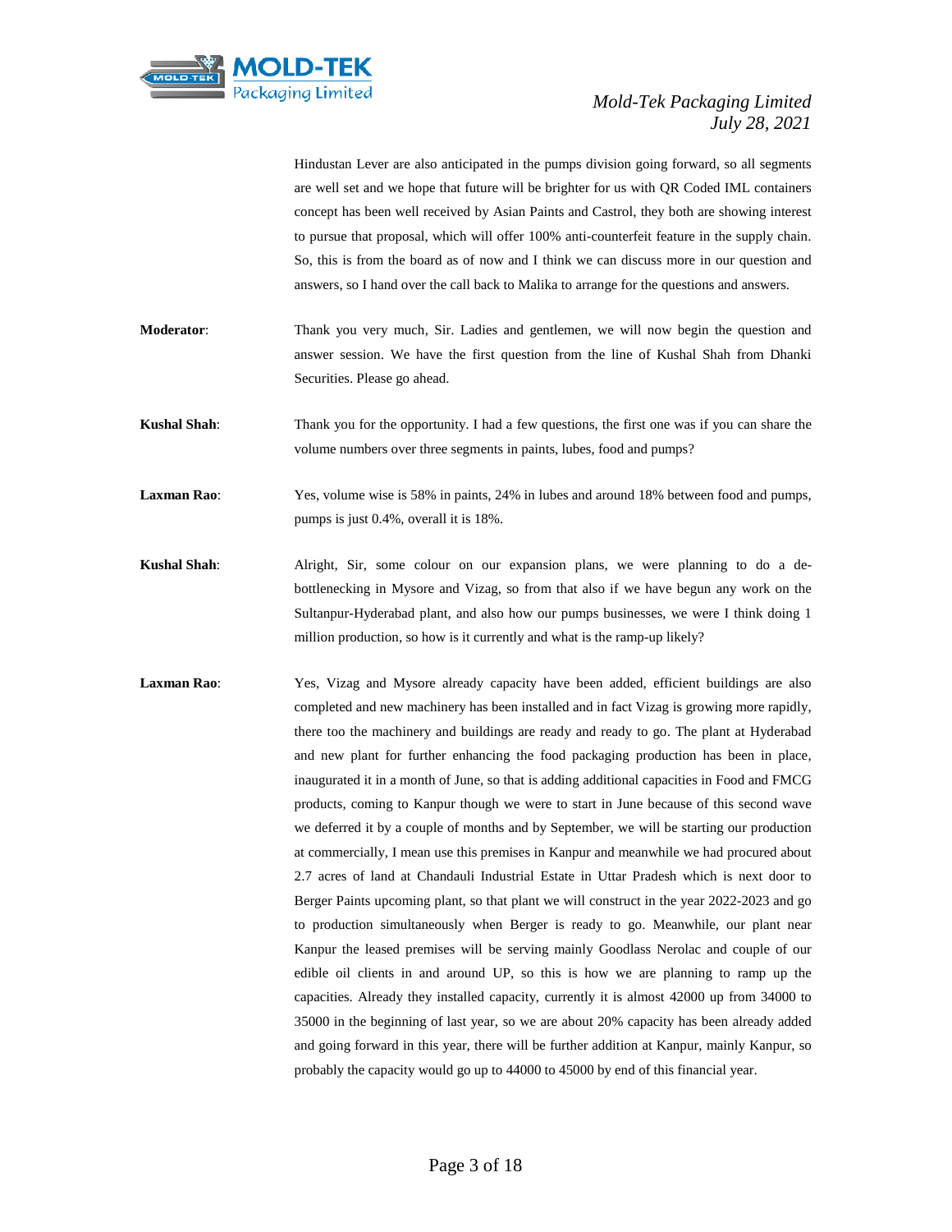Hindustan Lever are also anticipated in the pumps division going forward, so all segments are well set and we hope that future will be brighter for us with QR Coded IML containers concept has been well received by Asian Paints and Castrol, they both are showing interest to pursue that proposal, which will offer 100% anti-counterfeit feature in the supply chain. So, this is from the board as of now and I think we can discuss more in our question and answers, so I hand over the call back to Malika to arrange for the questions and answers.

**Moderator**: Thank you very much, Sir. Ladies and gentlemen, we will now begin the question and answer session. We have the first question from the line of Kushal Shah from Dhanki Securities. Please go ahead.

**Kushal Shah**: Thank you for the opportunity. I had a few questions, the first one was if you can share the volume numbers over three segments in paints, lubes, food and pumps?

**Laxman Rao**: Yes, volume wise is 58% in paints, 24% in lubes and around 18% between food and pumps, pumps is just 0.4%, overall it is 18%.

**Kushal Shah**: Alright, Sir, some colour on our expansion plans, we were planning to do a de-bottlenecking in Mysore and Vizag, so from that also if we have begun any work on the Sultanpur-Hyderabad plant, and also how our pumps businesses, we were I think doing 1 million production, so how is it currently and what is the ramp-up likely?

**Laxman Rao**: Yes, Vizag and Mysore already capacity have been added, efficient buildings are also completed and new machinery has been installed and in fact Vizag is growing more rapidly, there too the machinery and buildings are ready and ready to go. The plant at Hyderabad and new plant for further enhancing the food packaging production has been in place, inaugurated it in a month of June, so that is adding additional capacities in Food and FMCG products, coming to Kanpur though we were to start in June because of this second wave we deferred it by a couple of months and by September, we will be starting our production at commercially, I mean use this premises in Kanpur and meanwhile we had procured about 2.7 acres of land at Chandauli Industrial Estate in Uttar Pradesh which is next door to Berger Paints upcoming plant, so that plant we will construct in the year 2022-2023 and go to production simultaneously when Berger is ready to go. Meanwhile, our plant near Kanpur the leased premises will be serving mainly Goodlass Nerolac and couple of our edible oil clients in and around UP, so this is how we are planning to ramp up the capacities. Already they installed capacity, currently it is almost 42000 up from 34000 to 35000 in the beginning of last year, so we are about 20% capacity has been already added and going forward in this year, there will be further addition at Kanpur, mainly Kanpur, so probably the capacity would go up to 44000 to 45000 by end of this financial year.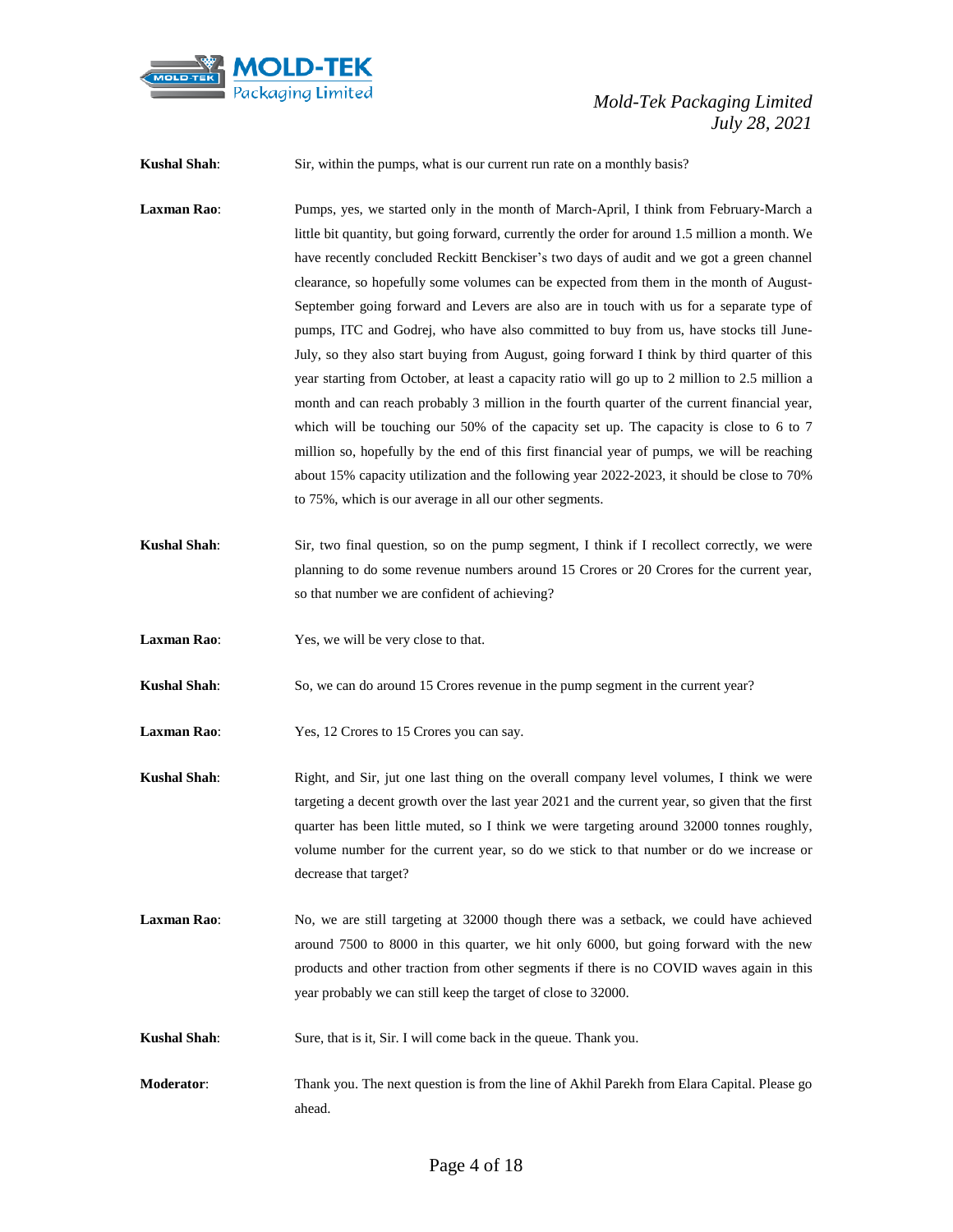**Kushal Shah**: Sir, within the pumps, what is our current run rate on a monthly basis?

**Laxman Rao**: Pumps, yes, we started only in the month of March-April, I think from February-March a little bit quantity, but going forward, currently the order for around 1.5 million a month. We have recently concluded Reckitt Benckiser's two days of audit and we got a green channel clearance, so hopefully some volumes can be expected from them in the month of August-September going forward and Levers are also are in touch with us for a separate type of pumps, ITC and Godrej, who have also committed to buy from us, have stocks till June-July, so they also start buying from August, going forward I think by third quarter of this year starting from October, at least a capacity ratio will go up to 2 million to 2.5 million a month and can reach probably 3 million in the fourth quarter of the current financial year, which will be touching our 50% of the capacity set up. The capacity is close to 6 to 7 million so, hopefully by the end of this first financial year of pumps, we will be reaching about 15% capacity utilization and the following year 2022-2023, it should be close to 70% to 75%, which is our average in all our other segments.

**Kushal Shah**: Sir, two final question, so on the pump segment, I think if I recollect correctly, we were planning to do some revenue numbers around 15 Crores or 20 Crores for the current year, so that number we are confident of achieving?

**Laxman Rao**: Yes, we will be very close to that.

**Kushal Shah**: So, we can do around 15 Crores revenue in the pump segment in the current year?

**Laxman Rao**: Yes, 12 Crores to 15 Crores you can say.

**Kushal Shah**: Right, and Sir, jut one last thing on the overall company level volumes, I think we were targeting a decent growth over the last year 2021 and the current year, so given that the first quarter has been little muted, so I think we were targeting around 32000 tonnes roughly, volume number for the current year, so do we stick to that number or do we increase or decrease that target?

**Laxman Rao**: No, we are still targeting at 32000 though there was a setback, we could have achieved around 7500 to 8000 in this quarter, we hit only 6000, but going forward with the new products and other traction from other segments if there is no COVID waves again in this year probably we can still keep the target of close to 32000.

**Kushal Shah**: Sure, that is it, Sir. I will come back in the queue. Thank you.

**Moderator**: Thank you. The next question is from the line of Akhil Parekh from Elara Capital. Please go ahead.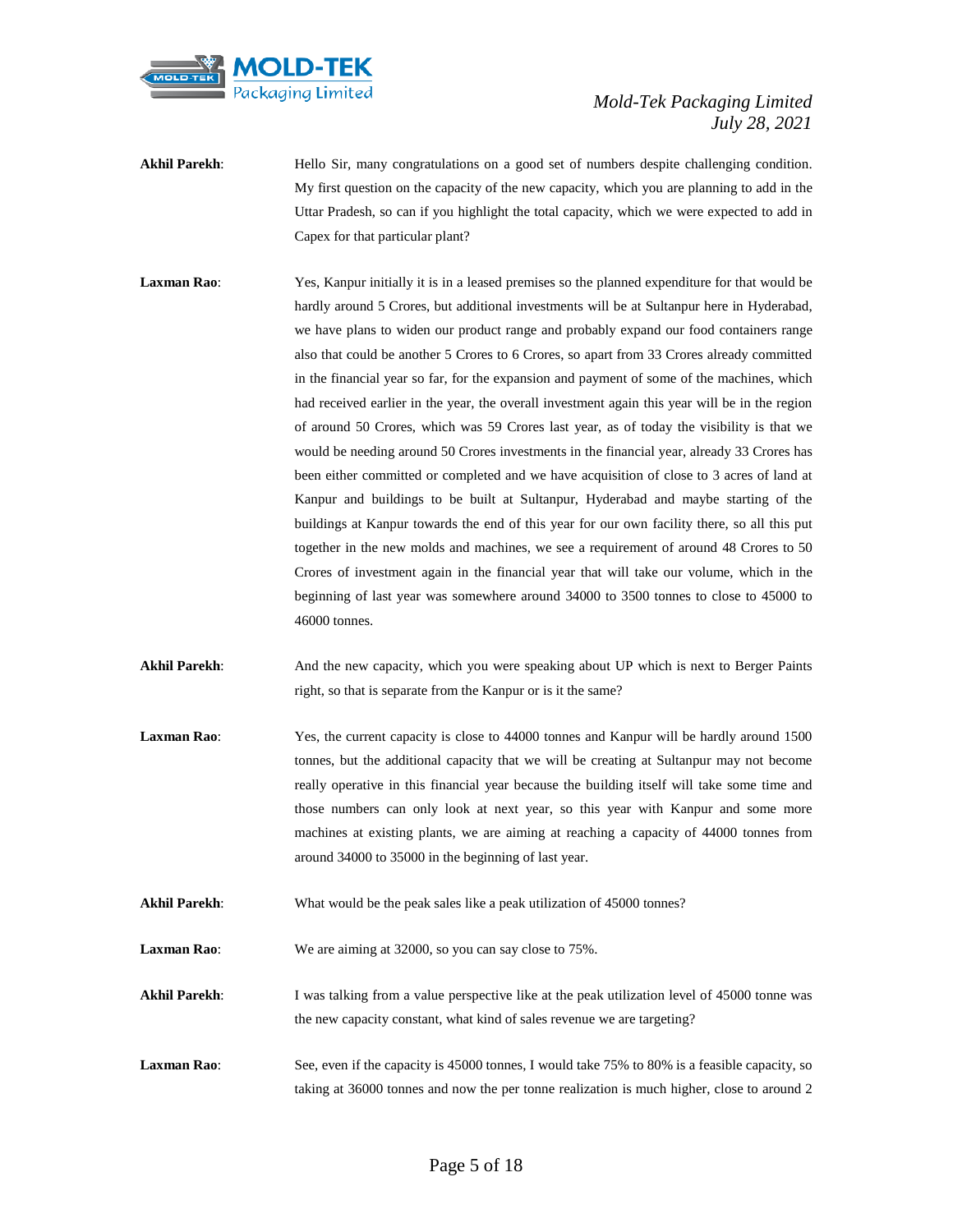**Akhil Parekh**: Hello Sir, many congratulations on a good set of numbers despite challenging condition. My first question on the capacity of the new capacity, which you are planning to add in the Uttar Pradesh, so can if you highlight the total capacity, which we were expected to add in Capex for that particular plant?

**Laxman Rao**: Yes, Kanpur initially it is in a leased premises so the planned expenditure for that would be hardly around 5 Crores, but additional investments will be at Sultanpur here in Hyderabad, we have plans to widen our product range and probably expand our food containers range also that could be another 5 Crores to 6 Crores, so apart from 33 Crores already committed in the financial year so far, for the expansion and payment of some of the machines, which had received earlier in the year, the overall investment again this year will be in the region of around 50 Crores, which was 59 Crores last year, as of today the visibility is that we would be needing around 50 Crores investments in the financial year, already 33 Crores has been either committed or completed and we have acquisition of close to 3 acres of land at Kanpur and buildings to be built at Sultanpur, Hyderabad and maybe starting of the buildings at Kanpur towards the end of this year for our own facility there, so all this put together in the new molds and machines, we see a requirement of around 48 Crores to 50 Crores of investment again in the financial year that will take our volume, which in the beginning of last year was somewhere around 34000 to 3500 tonnes to close to 45000 to 46000 tonnes.

**Akhil Parekh**: And the new capacity, which you were speaking about UP which is next to Berger Paints right, so that is separate from the Kanpur or is it the same?

**Laxman Rao**: Yes, the current capacity is close to 44000 tonnes and Kanpur will be hardly around 1500 tonnes, but the additional capacity that we will be creating at Sultanpur may not become really operative in this financial year because the building itself will take some time and those numbers can only look at next year, so this year with Kanpur and some more machines at existing plants, we are aiming at reaching a capacity of 44000 tonnes from around 34000 to 35000 in the beginning of last year.

**Akhil Parekh**: What would be the peak sales like a peak utilization of 45000 tonnes?

**Laxman Rao**: We are aiming at 32000, so you can say close to 75%.

**Akhil Parekh**: I was talking from a value perspective like at the peak utilization level of 45000 tonne was the new capacity constant, what kind of sales revenue we are targeting?

**Laxman Rao**: See, even if the capacity is 45000 tonnes, I would take 75% to 80% is a feasible capacity, so taking at 36000 tonnes and now the per tonne realization is much higher, close to around 2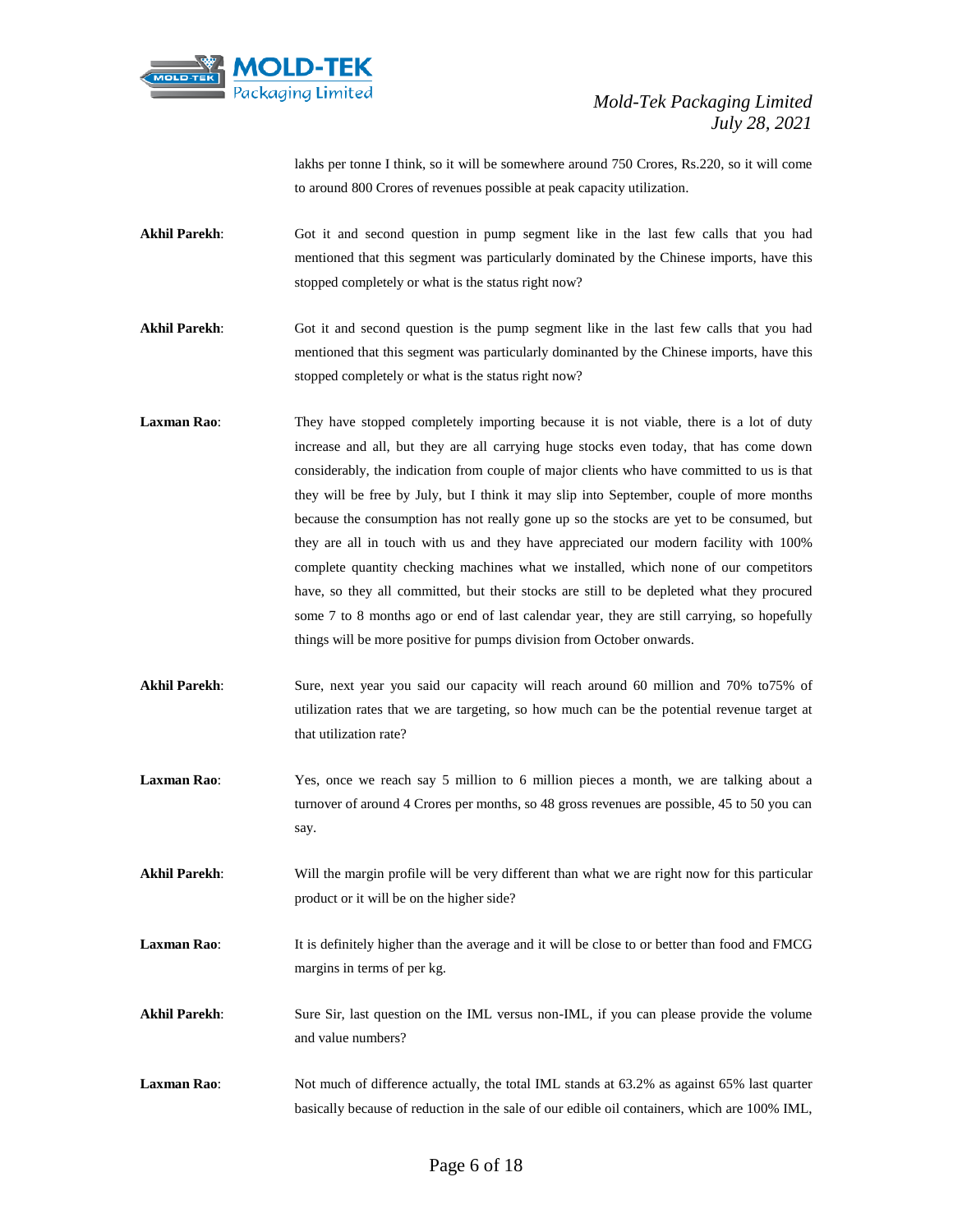lakhs per tonne I think, so it will be somewhere around 750 Crores, Rs.220, so it will come to around 800 Crores of revenues possible at peak capacity utilization.

**Akhil Parekh**: Got it and second question in pump segment like in the last few calls that you had mentioned that this segment was particularly dominated by the Chinese imports, have this stopped completely or what is the status right now?

**Akhil Parekh**: Got it and second question is the pump segment like in the last few calls that you had mentioned that this segment was particularly dominanted by the Chinese imports, have this stopped completely or what is the status right now?

**Laxman Rao**: They have stopped completely importing because it is not viable, there is a lot of duty increase and all, but they are all carrying huge stocks even today, that has come down considerably, the indication from couple of major clients who have committed to us is that they will be free by July, but I think it may slip into September, couple of more months because the consumption has not really gone up so the stocks are yet to be consumed, but they are all in touch with us and they have appreciated our modern facility with 100% complete quantity checking machines what we installed, which none of our competitors have, so they all committed, but their stocks are still to be depleted what they procured some 7 to 8 months ago or end of last calendar year, they are still carrying, so hopefully things will be more positive for pumps division from October onwards.

**Akhil Parekh**: Sure, next year you said our capacity will reach around 60 million and 70% to75% of utilization rates that we are targeting, so how much can be the potential revenue target at that utilization rate?

**Laxman Rao**: Yes, once we reach say 5 million to 6 million pieces a month, we are talking about a turnover of around 4 Crores per months, so 48 gross revenues are possible, 45 to 50 you can say.

**Akhil Parekh**: Will the margin profile will be very different than what we are right now for this particular product or it will be on the higher side?

**Laxman Rao**: It is definitely higher than the average and it will be close to or better than food and FMCG margins in terms of per kg.

**Akhil Parekh**: Sure Sir, last question on the IML versus non-IML, if you can please provide the volume and value numbers?

**Laxman Rao**: Not much of difference actually, the total IML stands at 63.2% as against 65% last quarter basically because of reduction in the sale of our edible oil containers, which are 100% IML,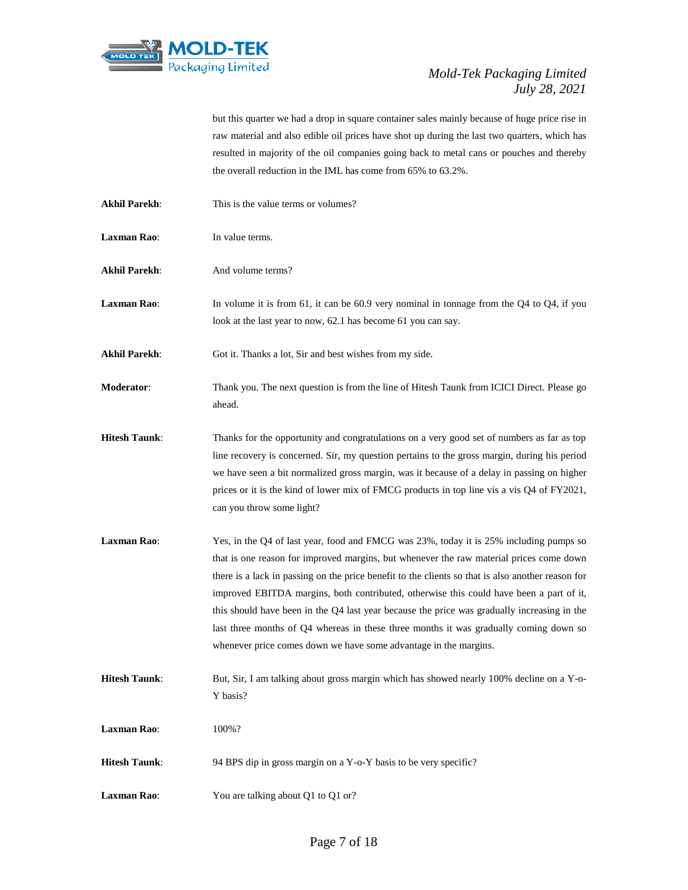but this quarter we had a drop in square container sales mainly because of huge price rise in raw material and also edible oil prices have shot up during the last two quarters, which has resulted in majority of the oil companies going back to metal cans or pouches and thereby the overall reduction in the IML has come from 65% to 63.2%.

**Akhil Parekh**: This is the value terms or volumes?

**Laxman Rao**: In value terms.

**Akhil Parekh**: And volume terms?

**Laxman Rao**: In volume it is from 61, it can be 60.9 very nominal in tonnage from the Q4 to Q4, if you look at the last year to now, 62.1 has become 61 you can say.

**Akhil Parekh**: Got it. Thanks a lot, Sir and best wishes from my side.

**Moderator**: Thank you. The next question is from the line of Hitesh Taunk from ICICI Direct. Please go ahead.

**Hitesh Taunk**: Thanks for the opportunity and congratulations on a very good set of numbers as far as top line recovery is concerned. Sir, my question pertains to the gross margin, during his period we have seen a bit normalized gross margin, was it because of a delay in passing on higher prices or it is the kind of lower mix of FMCG products in top line vis a vis Q4 of FY2021, can you throw some light?

**Laxman Rao**: Yes, in the Q4 of last year, food and FMCG was 23%, today it is 25% including pumps so that is one reason for improved margins, but whenever the raw material prices come down there is a lack in passing on the price benefit to the clients so that is also another reason for improved EBITDA margins, both contributed, otherwise this could have been a part of it, this should have been in the Q4 last year because the price was gradually increasing in the last three months of Q4 whereas in these three months it was gradually coming down so whenever price comes down we have some advantage in the margins.

**Hitesh Taunk**: But, Sir, I am talking about gross margin which has showed nearly 100% decline on a Y-o-Y basis?

**Laxman Rao**: 100%?

**Hitesh Taunk**: 94 BPS dip in gross margin on a Y-o-Y basis to be very specific?

**Laxman Rao**: You are talking about Q1 to Q1 or?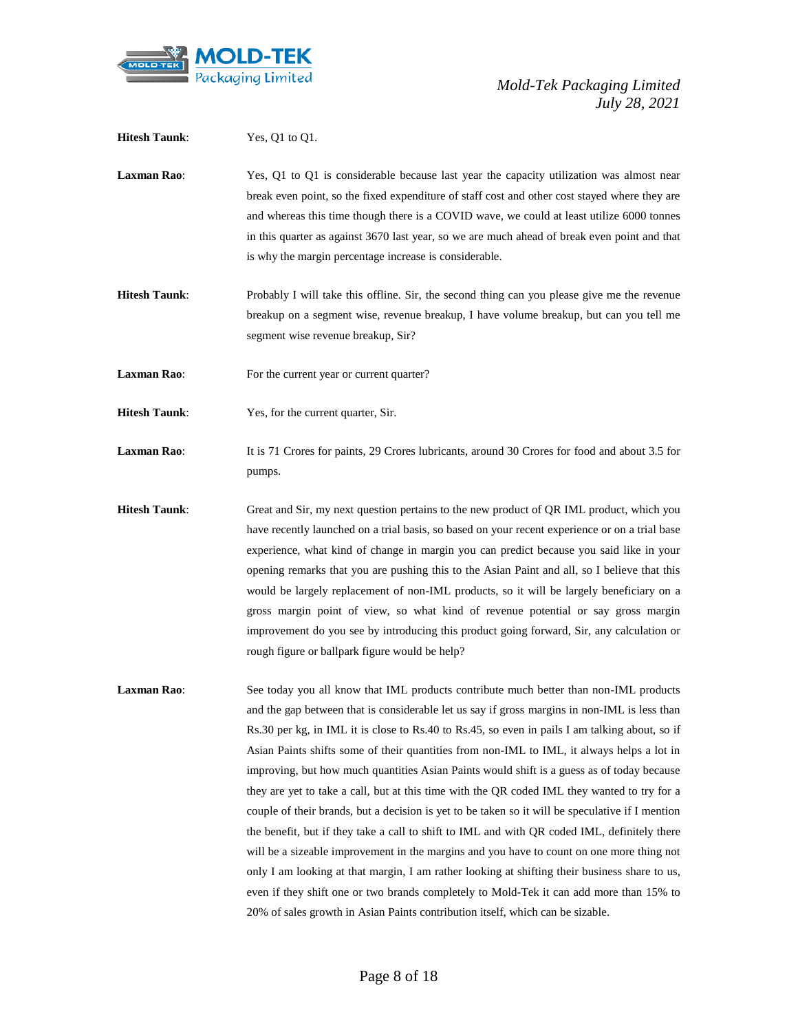**Hitesh Taunk**: Yes, Q1 to Q1.

**Laxman Rao**: Yes, Q1 to Q1 is considerable because last year the capacity utilization was almost near break even point, so the fixed expenditure of staff cost and other cost stayed where they are and whereas this time though there is a COVID wave, we could at least utilize 6000 tonnes in this quarter as against 3670 last year, so we are much ahead of break even point and that is why the margin percentage increase is considerable.

**Hitesh Taunk**: Probably I will take this offline. Sir, the second thing can you please give me the revenue breakup on a segment wise, revenue breakup, I have volume breakup, but can you tell me segment wise revenue breakup, Sir?

**Laxman Rao**: For the current year or current quarter?

**Hitesh Taunk**: Yes, for the current quarter, Sir.

**Laxman Rao**: It is 71 Crores for paints, 29 Crores lubricants, around 30 Crores for food and about 3.5 for pumps.

**Hitesh Taunk**: Great and Sir, my next question pertains to the new product of QR IML product, which you have recently launched on a trial basis, so based on your recent experience or on a trial base experience, what kind of change in margin you can predict because you said like in your opening remarks that you are pushing this to the Asian Paint and all, so I believe that this would be largely replacement of non-IML products, so it will be largely beneficiary on a gross margin point of view, so what kind of revenue potential or say gross margin improvement do you see by introducing this product going forward, Sir, any calculation or rough figure or ballpark figure would be help?

**Laxman Rao**: See today you all know that IML products contribute much better than non-IML products and the gap between that is considerable let us say if gross margins in non-IML is less than Rs.30 per kg, in IML it is close to Rs.40 to Rs.45, so even in pails I am talking about, so if Asian Paints shifts some of their quantities from non-IML to IML, it always helps a lot in improving, but how much quantities Asian Paints would shift is a guess as of today because they are yet to take a call, but at this time with the QR coded IML they wanted to try for a couple of their brands, but a decision is yet to be taken so it will be speculative if I mention the benefit, but if they take a call to shift to IML and with QR coded IML, definitely there will be a sizeable improvement in the margins and you have to count on one more thing not only I am looking at that margin, I am rather looking at shifting their business share to us, even if they shift one or two brands completely to Mold-Tek it can add more than 15% to 20% of sales growth in Asian Paints contribution itself, which can be sizable.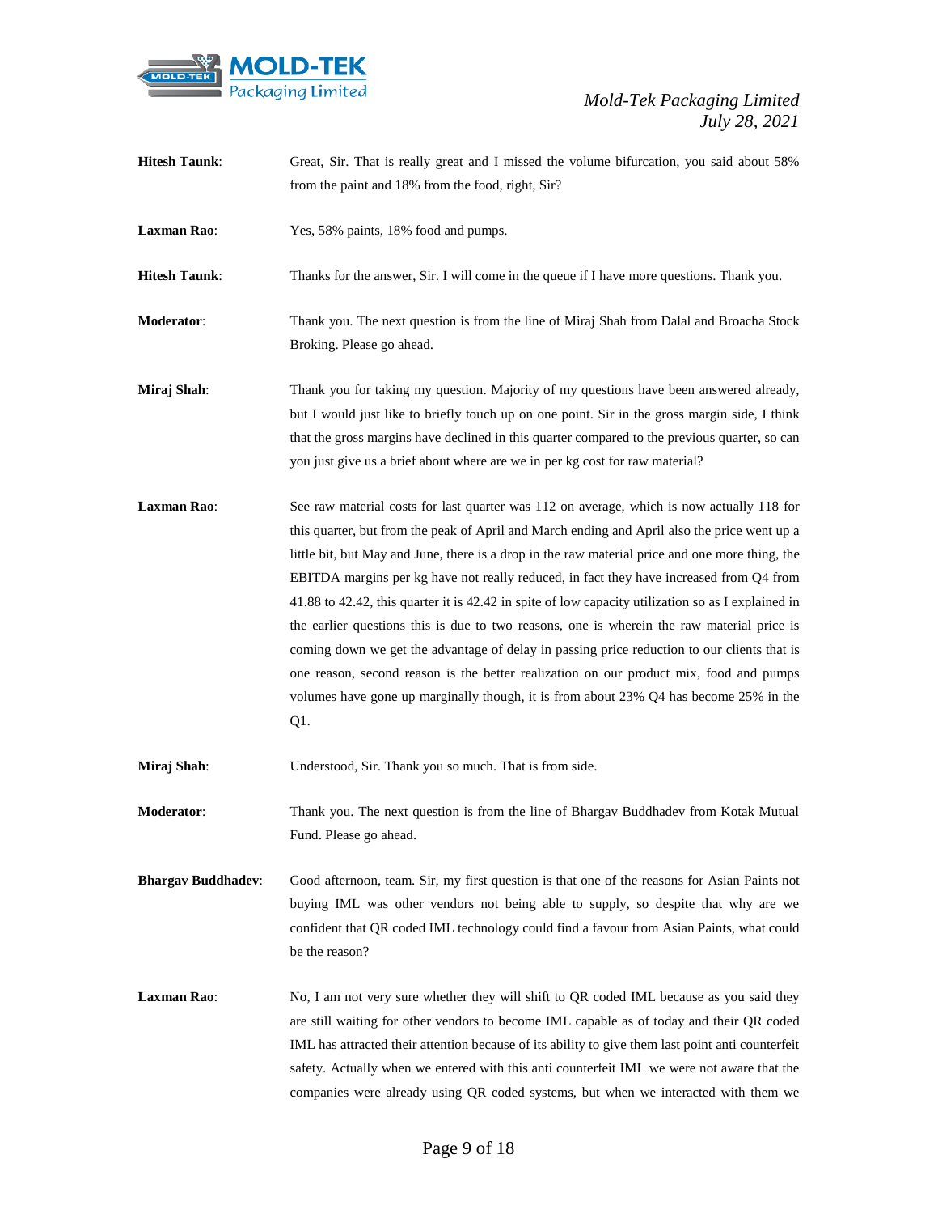**Hitesh Taunk**: Great, Sir. That is really great and I missed the volume bifurcation, you said about 58% from the paint and 18% from the food, right, Sir?

**Laxman Rao**: Yes, 58% paints, 18% food and pumps.

**Hitesh Taunk**: Thanks for the answer, Sir. I will come in the queue if I have more questions. Thank you.

**Moderator**: Thank you. The next question is from the line of Miraj Shah from Dalal and Broacha Stock Broking. Please go ahead.

**Miraj Shah**: Thank you for taking my question. Majority of my questions have been answered already, but I would just like to briefly touch up on one point. Sir in the gross margin side, I think that the gross margins have declined in this quarter compared to the previous quarter, so can you just give us a brief about where are we in per kg cost for raw material?

**Laxman Rao**: See raw material costs for last quarter was 112 on average, which is now actually 118 for this quarter, but from the peak of April and March ending and April also the price went up a little bit, but May and June, there is a drop in the raw material price and one more thing, the EBITDA margins per kg have not really reduced, in fact they have increased from Q4 from 41.88 to 42.42, this quarter it is 42.42 in spite of low capacity utilization so as I explained in the earlier questions this is due to two reasons, one is wherein the raw material price is coming down we get the advantage of delay in passing price reduction to our clients that is one reason, second reason is the better realization on our product mix, food and pumps volumes have gone up marginally though, it is from about 23% Q4 has become 25% in the Q1.

**Miraj Shah**: Understood, Sir. Thank you so much. That is from side.

**Moderator**: Thank you. The next question is from the line of Bhargav Buddhadev from Kotak Mutual Fund. Please go ahead.

**Bhargav Buddhadev**: Good afternoon, team. Sir, my first question is that one of the reasons for Asian Paints not buying IML was other vendors not being able to supply, so despite that why are we confident that QR coded IML technology could find a favour from Asian Paints, what could be the reason?

**Laxman Rao**: No, I am not very sure whether they will shift to QR coded IML because as you said they are still waiting for other vendors to become IML capable as of today and their QR coded IML has attracted their attention because of its ability to give them last point anti counterfeit safety. Actually when we entered with this anti counterfeit IML we were not aware that the companies were already using QR coded systems, but when we interacted with them we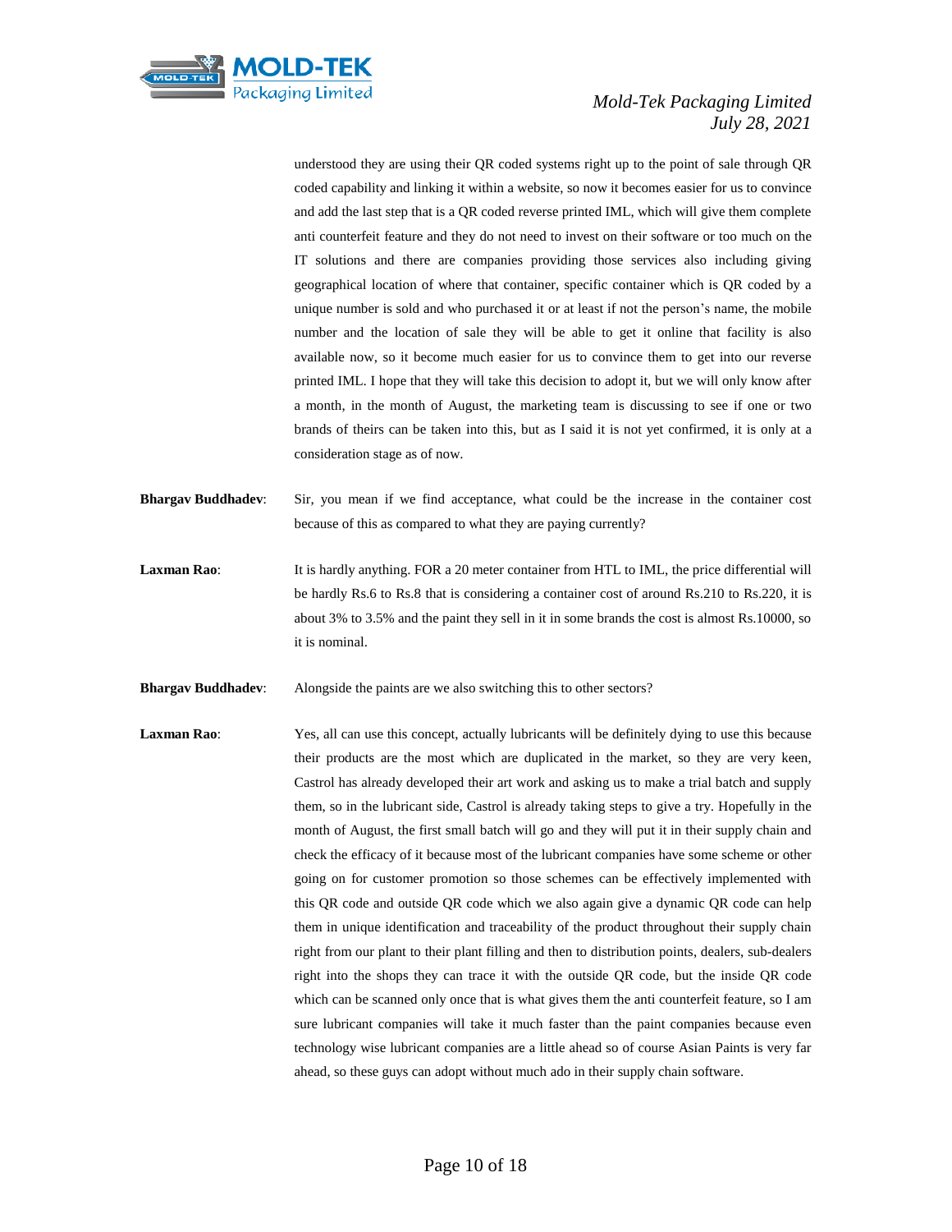understood they are using their QR coded systems right up to the point of sale through QR coded capability and linking it within a website, so now it becomes easier for us to convince and add the last step that is a QR coded reverse printed IML, which will give them complete anti counterfeit feature and they do not need to invest on their software or too much on the IT solutions and there are companies providing those services also including giving geographical location of where that container, specific container which is QR coded by a unique number is sold and who purchased it or at least if not the person's name, the mobile number and the location of sale they will be able to get it online that facility is also available now, so it become much easier for us to convince them to get into our reverse printed IML. I hope that they will take this decision to adopt it, but we will only know after a month, in the month of August, the marketing team is discussing to see if one or two brands of theirs can be taken into this, but as I said it is not yet confirmed, it is only at a consideration stage as of now.

**Bhargav Buddhadev**: Sir, you mean if we find acceptance, what could be the increase in the container cost because of this as compared to what they are paying currently?

**Laxman Rao**: It is hardly anything. FOR a 20 meter container from HTL to IML, the price differential will be hardly Rs.6 to Rs.8 that is considering a container cost of around Rs.210 to Rs.220, it is about 3% to 3.5% and the paint they sell in it in some brands the cost is almost Rs.10000, so it is nominal.

**Bhargav Buddhadev**: Alongside the paints are we also switching this to other sectors?

**Laxman Rao**: Yes, all can use this concept, actually lubricants will be definitely dying to use this because their products are the most which are duplicated in the market, so they are very keen, Castrol has already developed their art work and asking us to make a trial batch and supply them, so in the lubricant side, Castrol is already taking steps to give a try. Hopefully in the month of August, the first small batch will go and they will put it in their supply chain and check the efficacy of it because most of the lubricant companies have some scheme or other going on for customer promotion so those schemes can be effectively implemented with this QR code and outside QR code which we also again give a dynamic QR code can help them in unique identification and traceability of the product throughout their supply chain right from our plant to their plant filling and then to distribution points, dealers, sub-dealers right into the shops they can trace it with the outside QR code, but the inside QR code which can be scanned only once that is what gives them the anti counterfeit feature, so I am sure lubricant companies will take it much faster than the paint companies because even technology wise lubricant companies are a little ahead so of course Asian Paints is very far ahead, so these guys can adopt without much ado in their supply chain software.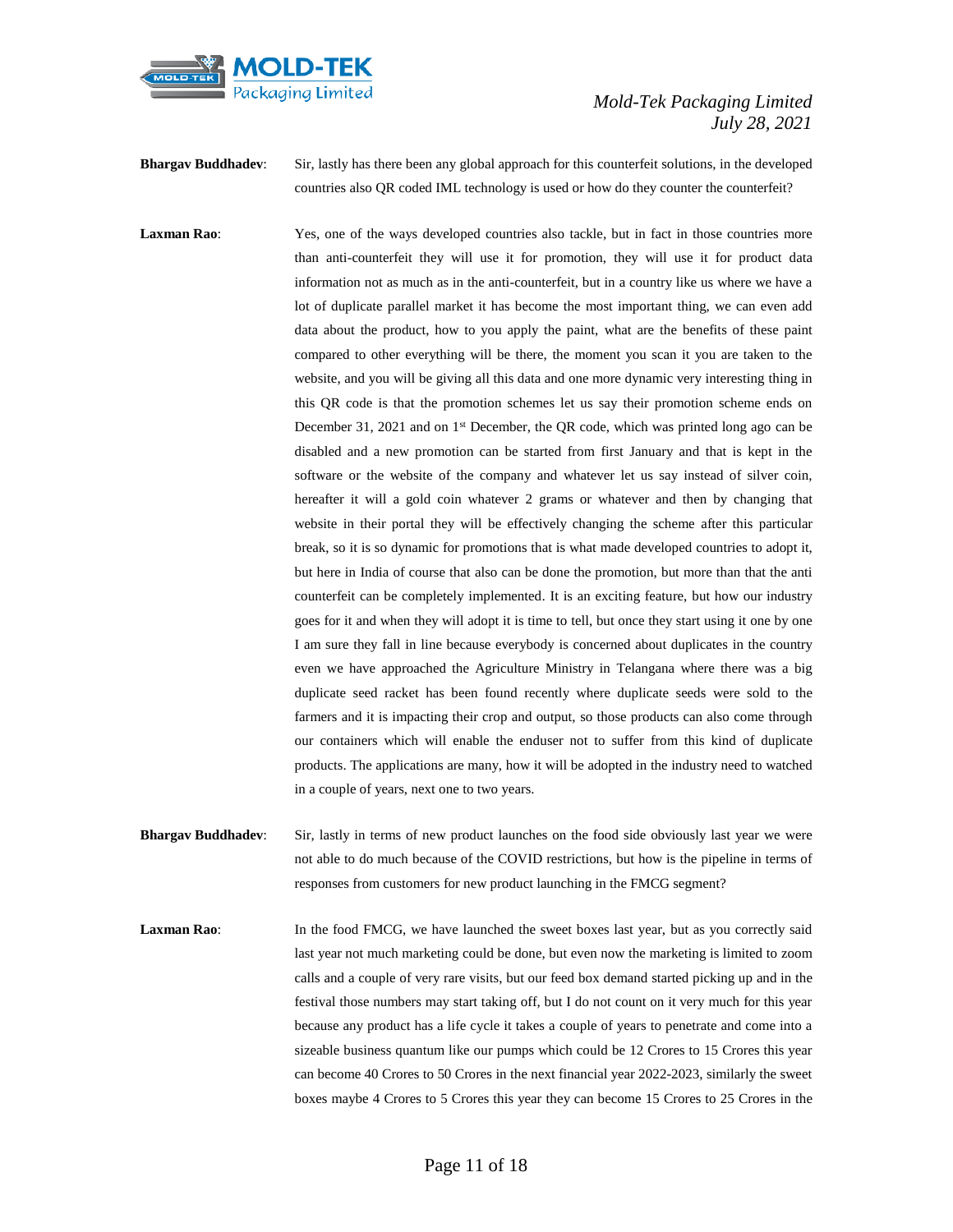**Bhargav Buddhadev**: Sir, lastly has there been any global approach for this counterfeit solutions, in the developed countries also QR coded IML technology is used or how do they counter the counterfeit?

**Laxman Rao**: Yes, one of the ways developed countries also tackle, but in fact in those countries more than anti-counterfeit they will use it for promotion, they will use it for product data information not as much as in the anti-counterfeit, but in a country like us where we have a lot of duplicate parallel market it has become the most important thing, we can even add data about the product, how to you apply the paint, what are the benefits of these paint compared to other everything will be there, the moment you scan it you are taken to the website, and you will be giving all this data and one more dynamic very interesting thing in this QR code is that the promotion schemes let us say their promotion scheme ends on December 31, 2021 and on 1st December, the QR code, which was printed long ago can be disabled and a new promotion can be started from first January and that is kept in the software or the website of the company and whatever let us say instead of silver coin, hereafter it will a gold coin whatever 2 grams or whatever and then by changing that website in their portal they will be effectively changing the scheme after this particular break, so it is so dynamic for promotions that is what made developed countries to adopt it, but here in India of course that also can be done the promotion, but more than that the anti counterfeit can be completely implemented. It is an exciting feature, but how our industry goes for it and when they will adopt it is time to tell, but once they start using it one by one I am sure they fall in line because everybody is concerned about duplicates in the country even we have approached the Agriculture Ministry in Telangana where there was a big duplicate seed racket has been found recently where duplicate seeds were sold to the farmers and it is impacting their crop and output, so those products can also come through our containers which will enable the enduser not to suffer from this kind of duplicate products. The applications are many, how it will be adopted in the industry need to watched in a couple of years, next one to two years.

**Bhargav Buddhadev**: Sir, lastly in terms of new product launches on the food side obviously last year we were not able to do much because of the COVID restrictions, but how is the pipeline in terms of responses from customers for new product launching in the FMCG segment?

**Laxman Rao**: In the food FMCG, we have launched the sweet boxes last year, but as you correctly said last year not much marketing could be done, but even now the marketing is limited to zoom calls and a couple of very rare visits, but our feed box demand started picking up and in the festival those numbers may start taking off, but I do not count on it very much for this year because any product has a life cycle it takes a couple of years to penetrate and come into a sizeable business quantum like our pumps which could be 12 Crores to 15 Crores this year can become 40 Crores to 50 Crores in the next financial year 2022-2023, similarly the sweet boxes maybe 4 Crores to 5 Crores this year they can become 15 Crores to 25 Crores in the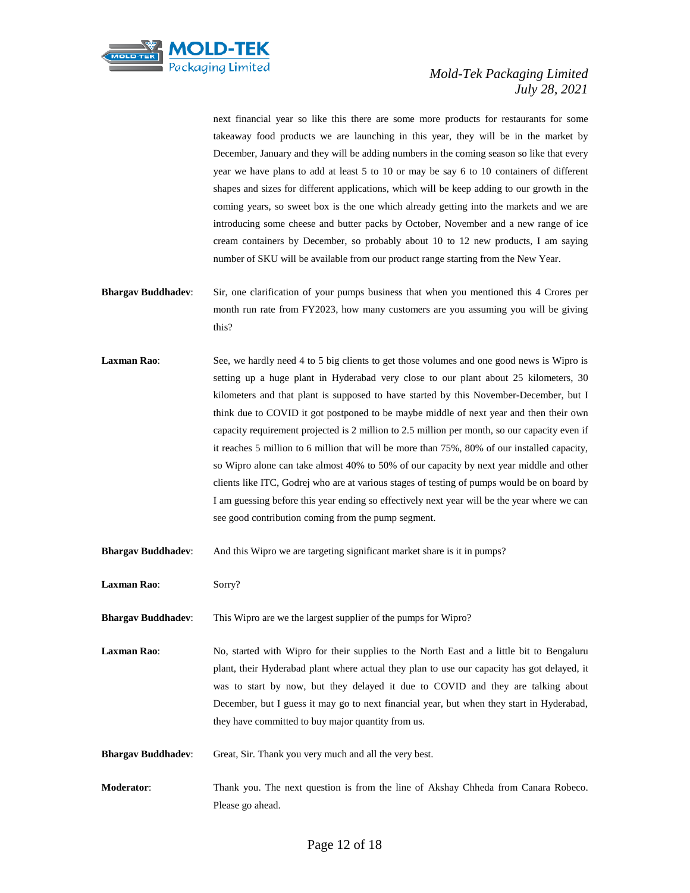next financial year so like this there are some more products for restaurants for some takeaway food products we are launching in this year, they will be in the market by December, January and they will be adding numbers in the coming season so like that every year we have plans to add at least 5 to 10 or may be say 6 to 10 containers of different shapes and sizes for different applications, which will be keep adding to our growth in the coming years, so sweet box is the one which already getting into the markets and we are introducing some cheese and butter packs by October, November and a new range of ice cream containers by December, so probably about 10 to 12 new products, I am saying number of SKU will be available from our product range starting from the New Year.

**Bhargav Buddhadev**: Sir, one clarification of your pumps business that when you mentioned this 4 Crores per month run rate from FY2023, how many customers are you assuming you will be giving this?

**Laxman Rao**: See, we hardly need 4 to 5 big clients to get those volumes and one good news is Wipro is setting up a huge plant in Hyderabad very close to our plant about 25 kilometers, 30 kilometers and that plant is supposed to have started by this November-December, but I think due to COVID it got postponed to be maybe middle of next year and then their own capacity requirement projected is 2 million to 2.5 million per month, so our capacity even if it reaches 5 million to 6 million that will be more than 75%, 80% of our installed capacity, so Wipro alone can take almost 40% to 50% of our capacity by next year middle and other clients like ITC, Godrej who are at various stages of testing of pumps would be on board by I am guessing before this year ending so effectively next year will be the year where we can see good contribution coming from the pump segment.

**Bhargav Buddhadev**: And this Wipro we are targeting significant market share is it in pumps?

**Laxman Rao**: Sorry?

**Bhargav Buddhadev**: This Wipro are we the largest supplier of the pumps for Wipro?

**Laxman Rao**: No, started with Wipro for their supplies to the North East and a little bit to Bengaluru plant, their Hyderabad plant where actual they plan to use our capacity has got delayed, it was to start by now, but they delayed it due to COVID and they are talking about December, but I guess it may go to next financial year, but when they start in Hyderabad, they have committed to buy major quantity from us.

**Bhargav Buddhadev**: Great, Sir. Thank you very much and all the very best.

**Moderator**: Thank you. The next question is from the line of Akshay Chheda from Canara Robeco. Please go ahead.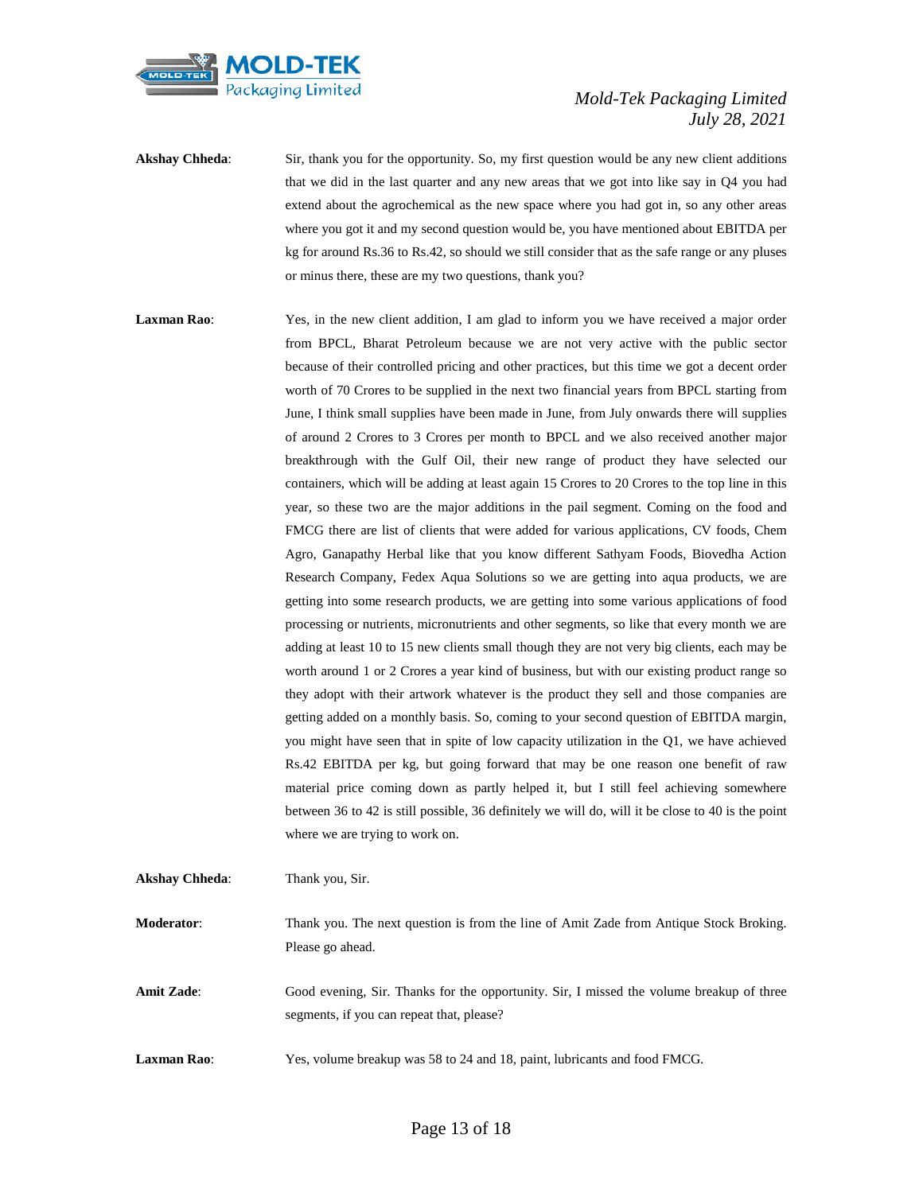**Akshay Chheda**: Sir, thank you for the opportunity. So, my first question would be any new client additions that we did in the last quarter and any new areas that we got into like say in Q4 you had extend about the agrochemical as the new space where you had got in, so any other areas where you got it and my second question would be, you have mentioned about EBITDA per kg for around Rs.36 to Rs.42, so should we still consider that as the safe range or any pluses or minus there, these are my two questions, thank you?

**Laxman Rao**: Yes, in the new client addition, I am glad to inform you we have received a major order from BPCL, Bharat Petroleum because we are not very active with the public sector because of their controlled pricing and other practices, but this time we got a decent order worth of 70 Crores to be supplied in the next two financial years from BPCL starting from June, I think small supplies have been made in June, from July onwards there will supplies of around 2 Crores to 3 Crores per month to BPCL and we also received another major breakthrough with the Gulf Oil, their new range of product they have selected our containers, which will be adding at least again 15 Crores to 20 Crores to the top line in this year, so these two are the major additions in the pail segment. Coming on the food and FMCG there are list of clients that were added for various applications, CV foods, Chem Agro, Ganapathy Herbal like that you know different Sathyam Foods, Biovedha Action Research Company, Fedex Aqua Solutions so we are getting into aqua products, we are getting into some research products, we are getting into some various applications of food processing or nutrients, micronutrients and other segments, so like that every month we are adding at least 10 to 15 new clients small though they are not very big clients, each may be worth around 1 or 2 Crores a year kind of business, but with our existing product range so they adopt with their artwork whatever is the product they sell and those companies are getting added on a monthly basis. So, coming to your second question of EBITDA margin, you might have seen that in spite of low capacity utilization in the Q1, we have achieved Rs.42 EBITDA per kg, but going forward that may be one reason one benefit of raw material price coming down as partly helped it, but I still feel achieving somewhere between 36 to 42 is still possible, 36 definitely we will do, will it be close to 40 is the point where we are trying to work on.

**Akshay Chheda**: Thank you, Sir.

**Moderator**: Thank you. The next question is from the line of Amit Zade from Antique Stock Broking. Please go ahead.

**Amit Zade**: Good evening, Sir. Thanks for the opportunity. Sir, I missed the volume breakup of three segments, if you can repeat that, please?

**Laxman Rao**: Yes, volume breakup was 58 to 24 and 18, paint, lubricants and food FMCG.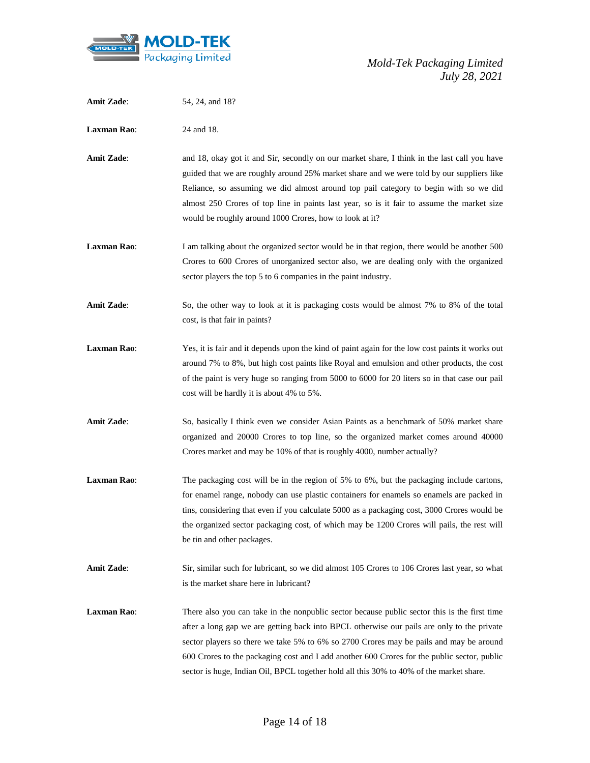**Amit Zade**: 54, 24, and 18?

**Laxman Rao**: 24 and 18.

**Amit Zade**: and 18, okay got it and Sir, secondly on our market share, I think in the last call you have guided that we are roughly around 25% market share and we were told by our suppliers like Reliance, so assuming we did almost around top pail category to begin with so we did almost 250 Crores of top line in paints last year, so is it fair to assume the market size would be roughly around 1000 Crores, how to look at it?

**Laxman Rao**: I am talking about the organized sector would be in that region, there would be another 500 Crores to 600 Crores of unorganized sector also, we are dealing only with the organized sector players the top 5 to 6 companies in the paint industry.

**Amit Zade**: So, the other way to look at it is packaging costs would be almost 7% to 8% of the total cost, is that fair in paints?

**Laxman Rao**: Yes, it is fair and it depends upon the kind of paint again for the low cost paints it works out around 7% to 8%, but high cost paints like Royal and emulsion and other products, the cost of the paint is very huge so ranging from 5000 to 6000 for 20 liters so in that case our pail cost will be hardly it is about 4% to 5%.

**Amit Zade**: So, basically I think even we consider Asian Paints as a benchmark of 50% market share organized and 20000 Crores to top line, so the organized market comes around 40000 Crores market and may be 10% of that is roughly 4000, number actually?

**Laxman Rao**: The packaging cost will be in the region of 5% to 6%, but the packaging include cartons, for enamel range, nobody can use plastic containers for enamels so enamels are packed in tins, considering that even if you calculate 5000 as a packaging cost, 3000 Crores would be the organized sector packaging cost, of which may be 1200 Crores will pails, the rest will be tin and other packages.

**Amit Zade**: Sir, similar such for lubricant, so we did almost 105 Crores to 106 Crores last year, so what is the market share here in lubricant?

**Laxman Rao**: There also you can take in the nonpublic sector because public sector this is the first time after a long gap we are getting back into BPCL otherwise our pails are only to the private sector players so there we take 5% to 6% so 2700 Crores may be pails and may be around 600 Crores to the packaging cost and I add another 600 Crores for the public sector, public sector is huge, Indian Oil, BPCL together hold all this 30% to 40% of the market share.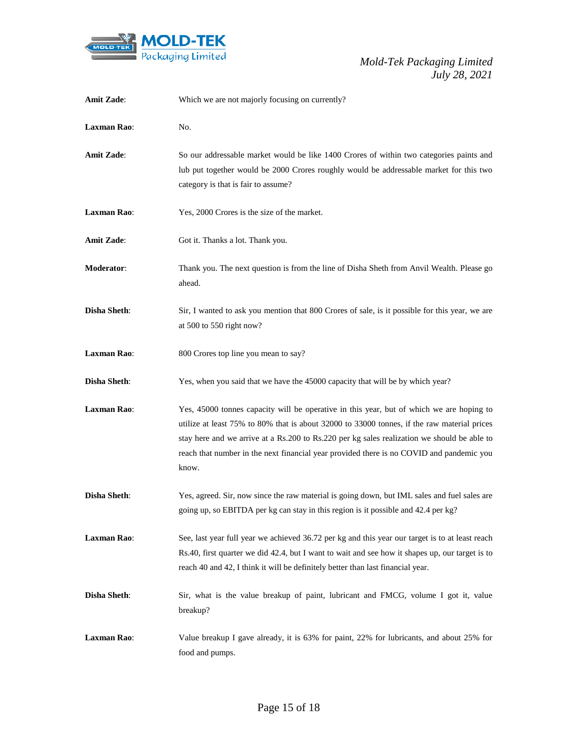**Amit Zade**: Which we are not majorly focusing on currently?

**Laxman Rao**: No.

**Amit Zade**: So our addressable market would be like 1400 Crores of within two categories paints and lub put together would be 2000 Crores roughly would be addressable market for this two category is that is fair to assume?

**Laxman Rao**: Yes, 2000 Crores is the size of the market.

**Amit Zade**: Got it. Thanks a lot. Thank you.

**Moderator**: Thank you. The next question is from the line of Disha Sheth from Anvil Wealth. Please go ahead.

**Disha Sheth**: Sir, I wanted to ask you mention that 800 Crores of sale, is it possible for this year, we are at 500 to 550 right now?

**Laxman Rao**: 800 Crores top line you mean to say?

**Disha Sheth**: Yes, when you said that we have the 45000 capacity that will be by which year?

**Laxman Rao**: Yes, 45000 tonnes capacity will be operative in this year, but of which we are hoping to utilize at least 75% to 80% that is about 32000 to 33000 tonnes, if the raw material prices stay here and we arrive at a Rs.200 to Rs.220 per kg sales realization we should be able to reach that number in the next financial year provided there is no COVID and pandemic you know.

**Disha Sheth**: Yes, agreed. Sir, now since the raw material is going down, but IML sales and fuel sales are going up, so EBITDA per kg can stay in this region is it possible and 42.4 per kg?

**Laxman Rao**: See, last year full year we achieved 36.72 per kg and this year our target is to at least reach Rs.40, first quarter we did 42.4, but I want to wait and see how it shapes up, our target is to reach 40 and 42, I think it will be definitely better than last financial year.

**Disha Sheth**: Sir, what is the value breakup of paint, lubricant and FMCG, volume I got it, value breakup?

**Laxman Rao**: Value breakup I gave already, it is 63% for paint, 22% for lubricants, and about 25% for food and pumps.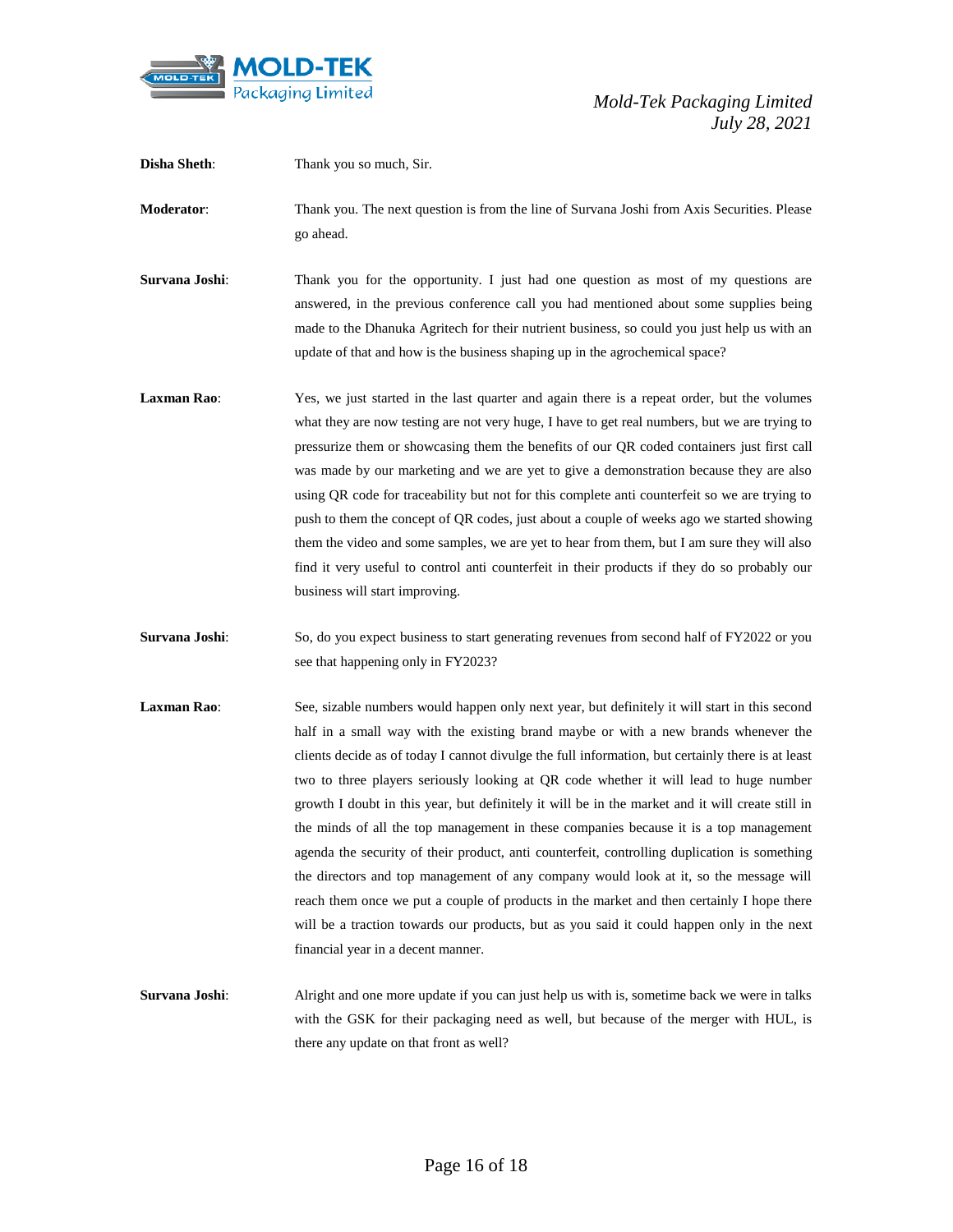**Disha Sheth**: Thank you so much, Sir.

**Moderator**: Thank you. The next question is from the line of Survana Joshi from Axis Securities. Please go ahead.

**Survana Joshi**: Thank you for the opportunity. I just had one question as most of my questions are answered, in the previous conference call you had mentioned about some supplies being made to the Dhanuka Agritech for their nutrient business, so could you just help us with an update of that and how is the business shaping up in the agrochemical space?

**Laxman Rao**: Yes, we just started in the last quarter and again there is a repeat order, but the volumes what they are now testing are not very huge, I have to get real numbers, but we are trying to pressurize them or showcasing them the benefits of our QR coded containers just first call was made by our marketing and we are yet to give a demonstration because they are also using QR code for traceability but not for this complete anti counterfeit so we are trying to push to them the concept of QR codes, just about a couple of weeks ago we started showing them the video and some samples, we are yet to hear from them, but I am sure they will also find it very useful to control anti counterfeit in their products if they do so probably our business will start improving.

**Survana Joshi**: So, do you expect business to start generating revenues from second half of FY2022 or you see that happening only in FY2023?

**Laxman Rao**: See, sizable numbers would happen only next year, but definitely it will start in this second half in a small way with the existing brand maybe or with a new brands whenever the clients decide as of today I cannot divulge the full information, but certainly there is at least two to three players seriously looking at QR code whether it will lead to huge number growth I doubt in this year, but definitely it will be in the market and it will create still in the minds of all the top management in these companies because it is a top management agenda the security of their product, anti counterfeit, controlling duplication is something the directors and top management of any company would look at it, so the message will reach them once we put a couple of products in the market and then certainly I hope there will be a traction towards our products, but as you said it could happen only in the next financial year in a decent manner.

**Survana Joshi**: Alright and one more update if you can just help us with is, sometime back we were in talks with the GSK for their packaging need as well, but because of the merger with HUL, is there any update on that front as well?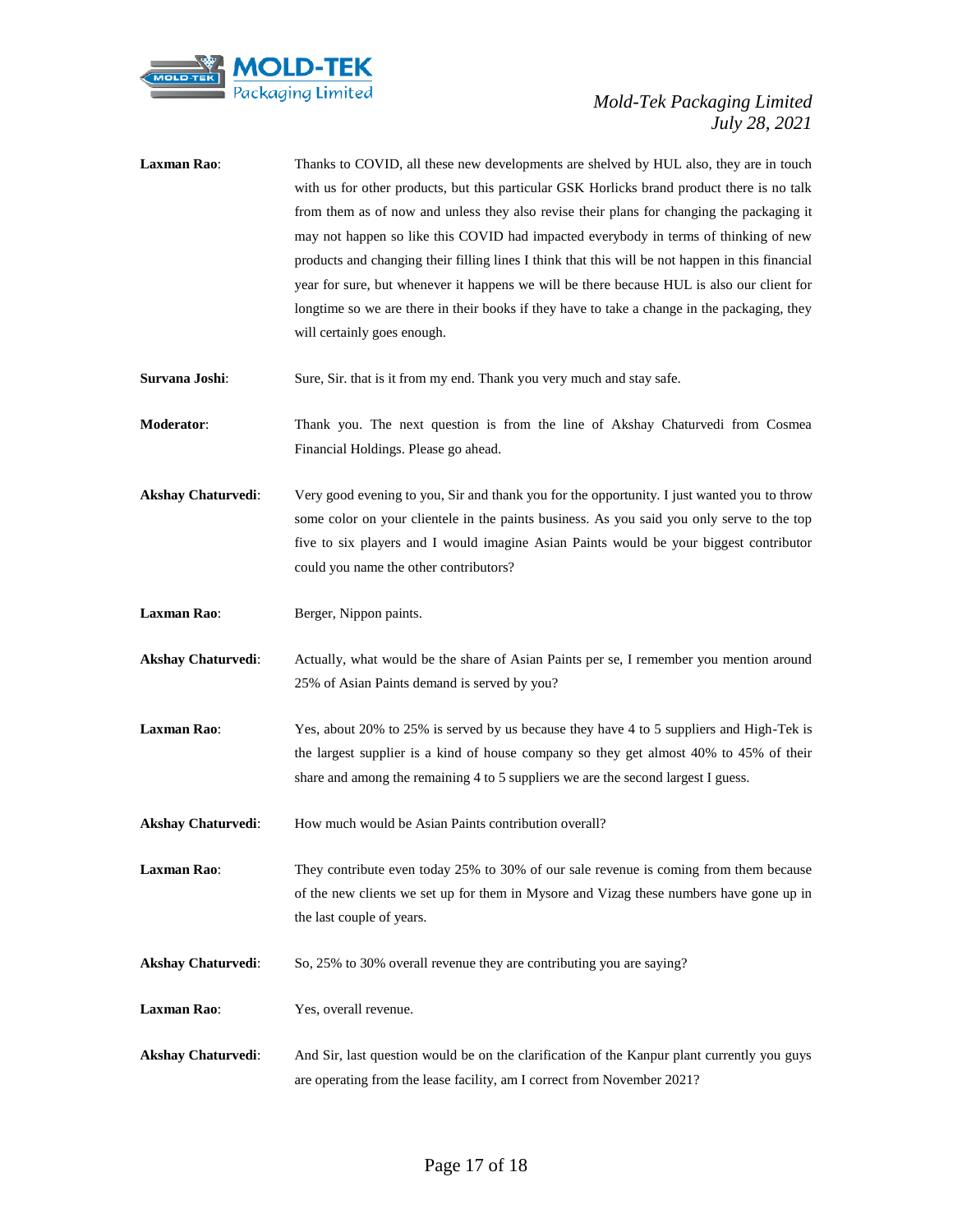**Laxman Rao**: Thanks to COVID, all these new developments are shelved by HUL also, they are in touch with us for other products, but this particular GSK Horlicks brand product there is no talk from them as of now and unless they also revise their plans for changing the packaging it may not happen so like this COVID had impacted everybody in terms of thinking of new products and changing their filling lines I think that this will be not happen in this financial year for sure, but whenever it happens we will be there because HUL is also our client for longtime so we are there in their books if they have to take a change in the packaging, they will certainly goes enough.

**Survana Joshi**: Sure, Sir. that is it from my end. Thank you very much and stay safe.

**Moderator**: Thank you. The next question is from the line of Akshay Chaturvedi from Cosmea Financial Holdings. Please go ahead.

**Akshay Chaturvedi**: Very good evening to you, Sir and thank you for the opportunity. I just wanted you to throw some color on your clientele in the paints business. As you said you only serve to the top five to six players and I would imagine Asian Paints would be your biggest contributor could you name the other contributors?

**Laxman Rao**: Berger, Nippon paints.

**Akshay Chaturvedi**: Actually, what would be the share of Asian Paints per se, I remember you mention around 25% of Asian Paints demand is served by you?

**Laxman Rao**: Yes, about 20% to 25% is served by us because they have 4 to 5 suppliers and High-Tek is the largest supplier is a kind of house company so they get almost 40% to 45% of their share and among the remaining 4 to 5 suppliers we are the second largest I guess.

**Akshay Chaturvedi**: How much would be Asian Paints contribution overall?

**Laxman Rao**: They contribute even today 25% to 30% of our sale revenue is coming from them because of the new clients we set up for them in Mysore and Vizag these numbers have gone up in the last couple of years.

**Akshay Chaturvedi**: So, 25% to 30% overall revenue they are contributing you are saying?

**Laxman Rao**: Yes, overall revenue.

**Akshay Chaturvedi**: And Sir, last question would be on the clarification of the Kanpur plant currently you guys are operating from the lease facility, am I correct from November 2021?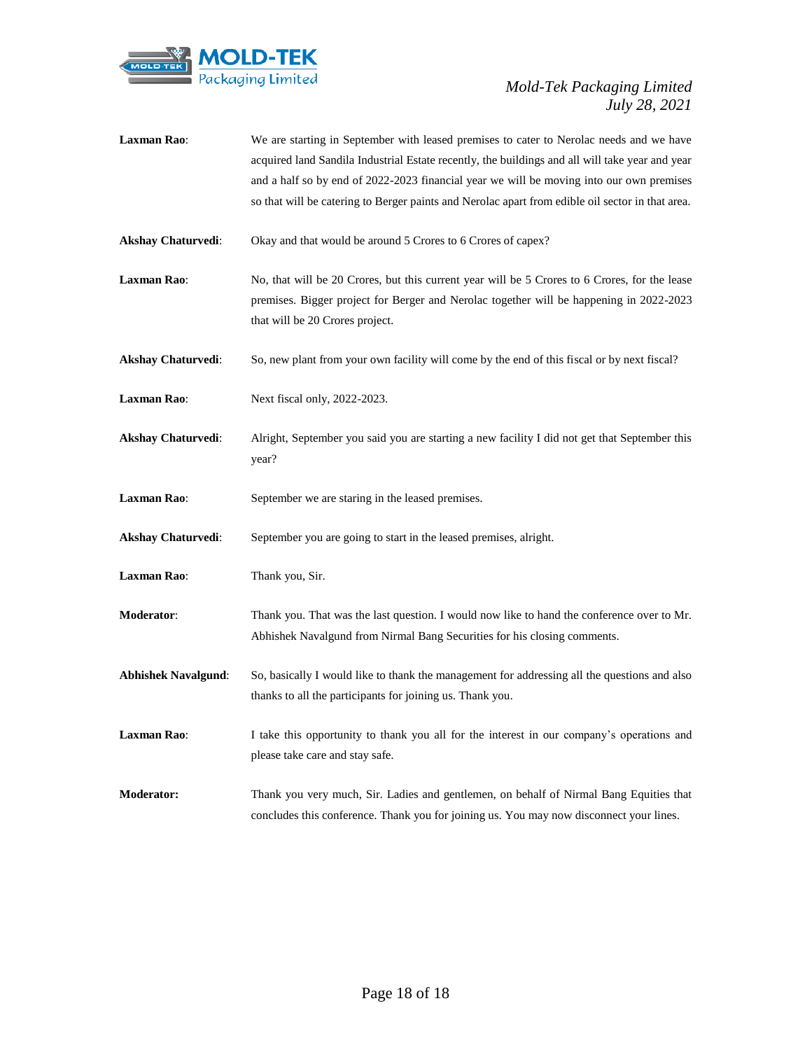**Laxman Rao**: We are starting in September with leased premises to cater to Nerolac needs and we have acquired land Sandila Industrial Estate recently, the buildings and all will take year and year and a half so by end of 2022-2023 financial year we will be moving into our own premises so that will be catering to Berger paints and Nerolac apart from edible oil sector in that area.

**Akshay Chaturvedi**: Okay and that would be around 5 Crores to 6 Crores of capex?

**Laxman Rao**: No, that will be 20 Crores, but this current year will be 5 Crores to 6 Crores, for the lease premises. Bigger project for Berger and Nerolac together will be happening in 2022-2023 that will be 20 Crores project.

**Akshay Chaturvedi**: So, new plant from your own facility will come by the end of this fiscal or by next fiscal?

**Laxman Rao**: Next fiscal only, 2022-2023.

**Akshay Chaturvedi**: Alright, September you said you are starting a new facility I did not get that September this year?

**Laxman Rao**: September we are staring in the leased premises.

**Akshay Chaturvedi**: September you are going to start in the leased premises, alright.

**Laxman Rao**: Thank you, Sir.

**Moderator**: Thank you. That was the last question. I would now like to hand the conference over to Mr. Abhishek Navalgund from Nirmal Bang Securities for his closing comments.

**Abhishek Navalgund**: So, basically I would like to thank the management for addressing all the questions and also thanks to all the participants for joining us. Thank you.

**Laxman Rao**: I take this opportunity to thank you all for the interest in our company's operations and please take care and stay safe.

**Moderator:** Thank you very much, Sir. Ladies and gentlemen, on behalf of Nirmal Bang Equities that concludes this conference. Thank you for joining us. You may now disconnect your lines.